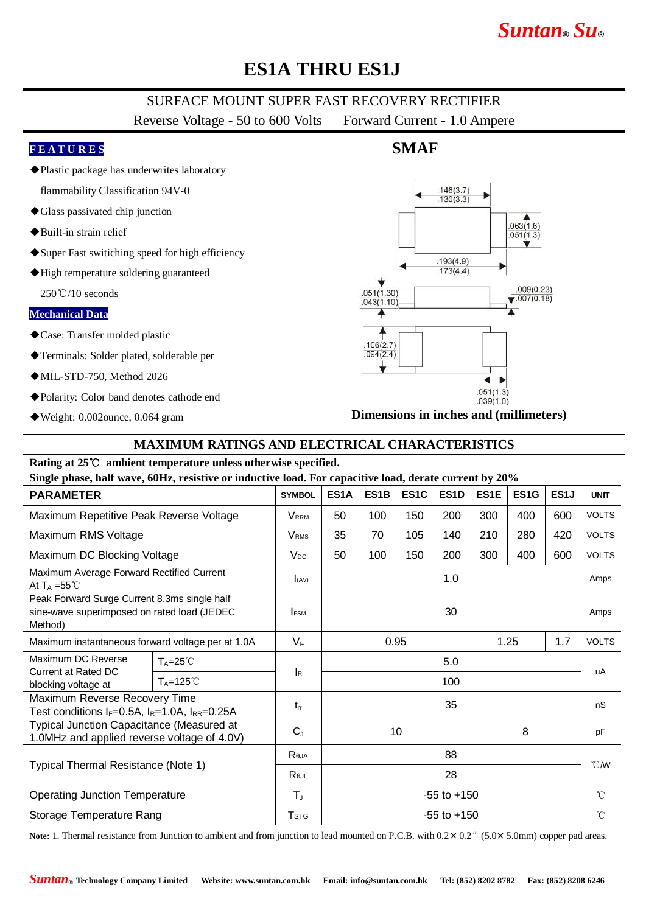Suntan® Su®

# ES1A THRU ES1J

SURFACE MOUNT SUPER FAST RECOVERY RECTIFIER

Reverse Voltage - 50 to 600 Volts    Forward Current - 1.0 Ampere

**FEATURES**

- ◆Plastic package has underwrites laboratory flammability Classification 94V-0
- ◆Glass passivated chip junction
- ◆Built-in strain relief
- ◆Super Fast switiching speed for high efficiency
- ◆High temperature soldering guaranteed 250℃/10 seconds

**Mechanical Data**

- ◆Case: Transfer molded plastic
- ◆Terminals: Solder plated, solderable per
- ◆MIL-STD-750, Method 2026
- ◆Polarity: Color band denotes cathode end
- ◆Weight: 0.002ounce, 0.064 gram

**SMAF**

.146(3.7)
.130(3.3)
.063(1.6)
.051(1.3)
.193(4.9)
.173(4.4)
.051(1.30)
.043(1.10)
.009(0.23)
.007(0.18)
.106(2.7)
.094(2.4)
.051(1.3)
.039(1.0)

**Dimensions in inches and (millimeters)**

## MAXIMUM RATINGS AND ELECTRICAL CHARACTERISTICS

**Rating at 25℃ ambient temperature unless otherwise specified.**
**Single phase, half wave, 60Hz, resistive or inductive load. For capacitive load, derate current by 20%**

| PARAMETER | | SYMBOL | ES1A | ES1B | ES1C | ES1D | ES1E | ES1G | ES1J | UNIT |
|---|---|---|---|---|---|---|---|---|---|---|
| Maximum Repetitive Peak Reverse Voltage | | $V_{RRM}$ | 50 | 100 | 150 | 200 | 300 | 400 | 600 | VOLTS |
| Maximum RMS Voltage | | $V_{RMS}$ | 35 | 70 | 105 | 140 | 210 | 280 | 420 | VOLTS |
| Maximum DC Blocking Voltage | | $V_{DC}$ | 50 | 100 | 150 | 200 | 300 | 400 | 600 | VOLTS |
| Maximum Average Forward Rectified Current At $T_A$ =55℃ | | $I_{(AV)}$ | 1.0 | | | | | | | Amps |
| Peak Forward Surge Current 8.3ms single half sine-wave superimposed on rated load (JEDEC Method) | | $I_{FSM}$ | 30 | | | | | | | Amps |
| Maximum instantaneous forward voltage per at 1.0A | | $V_F$ | 0.95 | | | | 1.25 | | 1.7 | VOLTS |
| Maximum DC Reverse Current at Rated DC blocking voltage at | $T_A$=25℃ | $I_R$ | 5.0 | | | | | | | uA |
| | $T_A$=125℃ | | 100 | | | | | | | |
| Maximum Reverse Recovery Time Test conditions $I_F$=0.5A, $I_R$=1.0A, $I_{RR}$=0.25A | | $t_{rr}$ | 35 | | | | | | | nS |
| Typical Junction Capacitance (Measured at 1.0MHz and applied reverse voltage of 4.0V) | | $C_J$ | 10 | | | | 8 | | | pF |
| Typical Thermal Resistance (Note 1) | | $R_{θJA}$ | 88 | | | | | | | ℃/W |
| | | $R_{θJL}$ | 28 | | | | | | | |
| Operating Junction Temperature | | $T_J$ | -55 to +150 | | | | | | | ℃ |
| Storage Temperature Rang | | $T_{STG}$ | -55 to +150 | | | | | | | ℃ |

**Note:** 1. Thermal resistance from Junction to ambient and from junction to lead mounted on P.C.B. with 0.2×0.2" (5.0×5.0mm) copper pad areas.

Suntan® Technology Company Limited    Website: www.suntan.com.hk    Email: info@suntan.com.hk    Tel: (852) 8202 8782    Fax: (852) 8208 6246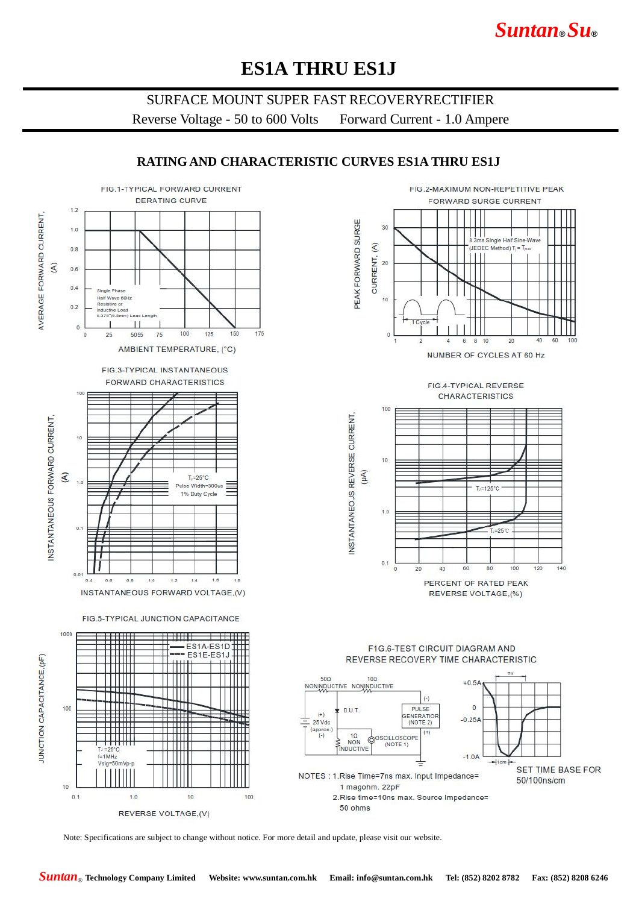# ES1A THRU ES1J

SURFACE MOUNT SUPER FAST RECOVERYRECTIFIER

Reverse Voltage - 50 to 600 Volts  Forward Current - 1.0 Ampere

## RATING AND CHARACTERISTIC CURVES ES1A THRU ES1J

FIG.1-TYPICAL FORWARD CURRENT DERATING CURVE

AVERAGE FORWARD CURRENT, (A)

1.2
1.0
0.8
0.6
0.4
0.2
0

Single Phase
Half Wave 60Hz
Resistive or
Inductive Load
0.375"(9.5mm) Lead Length

0 25 5055 75 100 125 150 175

AMBIENT TEMPERATURE, (°C)

FIG.2-MAXIMUM NON-REPETITIVE PEAK FORWARD SURGE CURRENT

PEAK FORWARD SURGE CURRENT, (A)

30
20
10
0

8.3ms Single Half Sine-Wave
(JEDEC Method) $T_J = T_{jmax}$

1 Cycle

1 2 4 6 8 10 20 40 60 100

NUMBER OF CYCLES AT 60 Hz

FIG.3-TYPICAL INSTANTANEOUS FORWARD CHARACTERISTICS

INSTANTANEOUS FORWARD CURRENT, (A)

100
10
1.0
0.1
0.01

$T_J$=25°C
Pulse Width=300us
1% Duty Cycle

0.4 0.6 0.8 1.0 1.2 1.4 1.6 1.8

INSTANTANEOUS FORWARD VOLTAGE,(V)

FIG.4-TYPICAL REVERSE CHARACTERISTICS

INSTANTANEOUS REVERSE CURRENT, (μA)

100
10
1.0
0.1

$T_J$=125°C
$T_J$=25°C

0 20 40 60 80 100 120 140

PERCENT OF RATED PEAK REVERSE VOLTAGE,(%)

FIG.5-TYPICAL JUNCTION CAPACITANCE

JUNCTION CAPACITANCE,(pF)

1000
100
10

ES1A-ES1D
ES1E-ES1J

$T_J$ =25°C
f=1MHz
Vsig=50mVp-p

0.1 1.0 10 100

REVERSE VOLTAGE,(V)

F1G.6-TEST CIRCUIT DIAGRAM AND REVERSE RECOVERY TIME CHARACTERISTIC

50Ω NONINDUCTIVE
10Ω NONINDUCTIVE
D.U.T.
(+) 25 Vdc (approx.) (-)
1Ω NON INDUCTIVE
PULSE GENERATIOR (NOTE 2)
(-)
(+)
OSCILLOSCOPE (NOTE 1)

Trr
+0.5A
0
-0.25A
-1.0A
1cm

SET TIME BASE FOR 50/100ns/cm

NOTES : 1.Rise Time=7ns max. Input Impedance= 1 magohm. 22pF
2.Rise time=10ns max. Source Impedance= 50 ohms

Note: Specifications are subject to change without notice. For more detail and update, please visit our website.

Suntan® Technology Company Limited  Website: www.suntan.com.hk  Email: info@suntan.com.hk  Tel: (852) 8202 8782  Fax: (852) 8208 6246